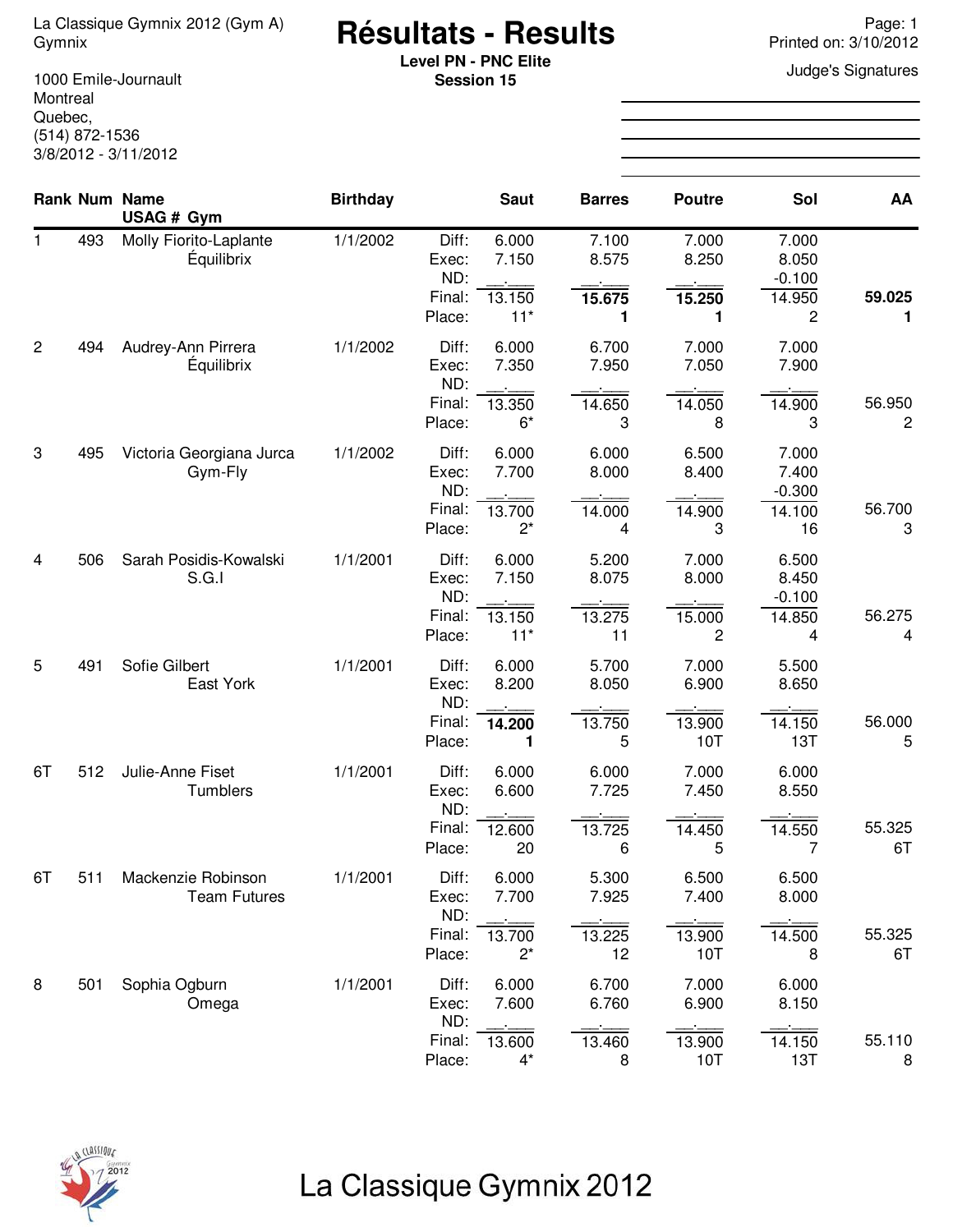La Classique Gymnix 2012 (Gym A)
Gymnix

1000 Emile-Journault
Montreal
Quebec,
(514) 872-1536
3/8/2012 - 3/11/2012

# Résultats - Results

**Level PN - PNC Elite**
**Session 15**

Printed on: 3/10/2012

Judge's Signatures

| Rank | Num | Name / USAG # Gym | Birthday | | Saut | Barres | Poutre | Sol | AA |
|---|---|---|---|---|---|---|---|---|---|
| 1 | 493 | Molly Fiorito-Laplante | 1/1/2002 | Diff: | 6.000 | 7.100 | 7.000 | 7.000 | |
| | | Équilibrix | | Exec: | 7.150 | 8.575 | 8.250 | 8.050 | |
| | | | | ND: | __.___ | __.___ | __.___ | -0.100 | |
| | | | | Final: | 13.150 | **15.675** | **15.250** | 14.950 | **59.025** |
| | | | | Place: | 11* | **1** | **1** | 2 | **1** |
| 2 | 494 | Audrey-Ann Pirrera | 1/1/2002 | Diff: | 6.000 | 6.700 | 7.000 | 7.000 | |
| | | Équilibrix | | Exec: | 7.350 | 7.950 | 7.050 | 7.900 | |
| | | | | ND: | __.___ | __.___ | __.___ | __.___ | |
| | | | | Final: | 13.350 | 14.650 | 14.050 | 14.900 | 56.950 |
| | | | | Place: | 6* | 3 | 8 | 3 | 2 |
| 3 | 495 | Victoria Georgiana Jurca | 1/1/2002 | Diff: | 6.000 | 6.000 | 6.500 | 7.000 | |
| | | Gym-Fly | | Exec: | 7.700 | 8.000 | 8.400 | 7.400 | |
| | | | | ND: | __.___ | __.___ | __.___ | -0.300 | |
| | | | | Final: | 13.700 | 14.000 | 14.900 | 14.100 | 56.700 |
| | | | | Place: | 2* | 4 | 3 | 16 | 3 |
| 4 | 506 | Sarah Posidis-Kowalski | 1/1/2001 | Diff: | 6.000 | 5.200 | 7.000 | 6.500 | |
| | | S.G.I | | Exec: | 7.150 | 8.075 | 8.000 | 8.450 | |
| | | | | ND: | __.___ | __.___ | __.___ | -0.100 | |
| | | | | Final: | 13.150 | 13.275 | 15.000 | 14.850 | 56.275 |
| | | | | Place: | 11* | 11 | 2 | 4 | 4 |
| 5 | 491 | Sofie Gilbert | 1/1/2001 | Diff: | 6.000 | 5.700 | 7.000 | 5.500 | |
| | | East York | | Exec: | 8.200 | 8.050 | 6.900 | 8.650 | |
| | | | | ND: | __.___ | __.___ | __.___ | __.___ | |
| | | | | Final: | **14.200** | 13.750 | 13.900 | 14.150 | 56.000 |
| | | | | Place: | **1** | 5 | 10T | 13T | 5 |
| 6T | 512 | Julie-Anne Fiset | 1/1/2001 | Diff: | 6.000 | 6.000 | 7.000 | 6.000 | |
| | | Tumblers | | Exec: | 6.600 | 7.725 | 7.450 | 8.550 | |
| | | | | ND: | __.___ | __.___ | __.___ | __.___ | |
| | | | | Final: | 12.600 | 13.725 | 14.450 | 14.550 | 55.325 |
| | | | | Place: | 20 | 6 | 5 | 7 | 6T |
| 6T | 511 | Mackenzie Robinson | 1/1/2001 | Diff: | 6.000 | 5.300 | 6.500 | 6.500 | |
| | | Team Futures | | Exec: | 7.700 | 7.925 | 7.400 | 8.000 | |
| | | | | ND: | __.___ | __.___ | __.___ | __.___ | |
| | | | | Final: | 13.700 | 13.225 | 13.900 | 14.500 | 55.325 |
| | | | | Place: | 2* | 12 | 10T | 8 | 6T |
| 8 | 501 | Sophia Ogburn | 1/1/2001 | Diff: | 6.000 | 6.700 | 7.000 | 6.000 | |
| | | Omega | | Exec: | 7.600 | 6.760 | 6.900 | 8.150 | |
| | | | | ND: | __.___ | __.___ | __.___ | __.___ | |
| | | | | Final: | 13.600 | 13.460 | 13.900 | 14.150 | 55.110 |
| | | | | Place: | 4* | 8 | 10T | 13T | 8 |

La Classique Gymnix 2012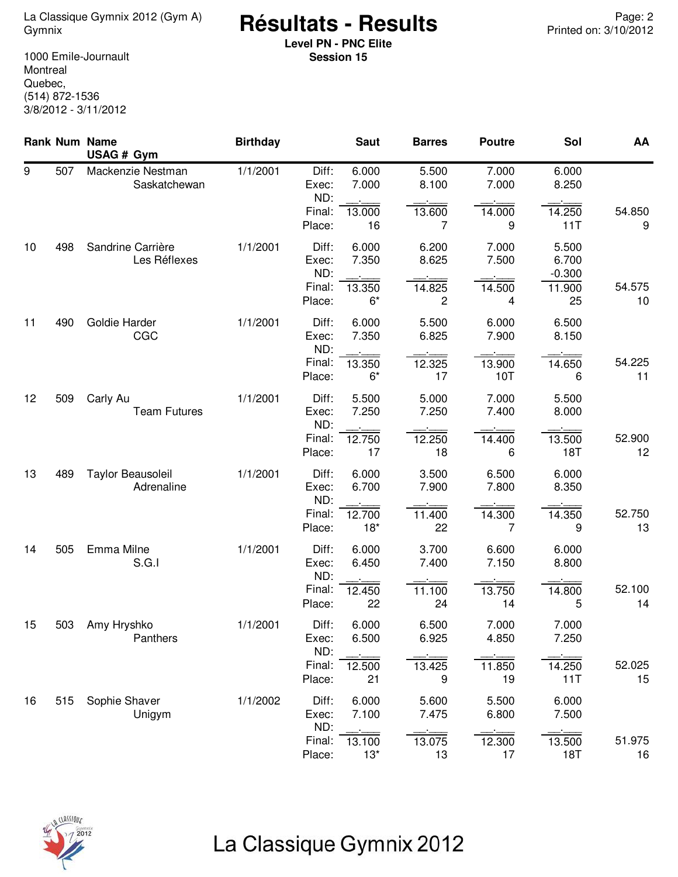La Classique Gymnix 2012 (Gym A)
Gymnix

1000 Emile-Journault
Montreal
Quebec,
(514) 872-1536
3/8/2012 - 3/11/2012

# Résultats - Results

**Level PN - PNC Elite**
**Session 15**

Printed on: 3/10/2012

| Rank | Num | Name / USAG # Gym | Birthday | | Saut | Barres | Poutre | Sol | AA |
|---|---|---|---|---|---|---|---|---|---|
| 9 | 507 | Mackenzie Nestman | 1/1/2001 | Diff: | 6.000 | 5.500 | 7.000 | 6.000 | |
| | | Saskatchewan | | Exec: | 7.000 | 8.100 | 7.000 | 8.250 | |
| | | | | ND: | | | | | |
| | | | | Final: | 13.000 | 13.600 | 14.000 | 14.250 | 54.850 |
| | | | | Place: | 16 | 7 | 9 | 11T | 9 |
| 10 | 498 | Sandrine Carrière | 1/1/2001 | Diff: | 6.000 | 6.200 | 7.000 | 5.500 | |
| | | Les Réflexes | | Exec: | 7.350 | 8.625 | 7.500 | 6.700 | |
| | | | | ND: | | | | -0.300 | |
| | | | | Final: | 13.350 | 14.825 | 14.500 | 11.900 | 54.575 |
| | | | | Place: | 6* | 2 | 4 | 25 | 10 |
| 11 | 490 | Goldie Harder | 1/1/2001 | Diff: | 6.000 | 5.500 | 6.000 | 6.500 | |
| | | CGC | | Exec: | 7.350 | 6.825 | 7.900 | 8.150 | |
| | | | | ND: | | | | | |
| | | | | Final: | 13.350 | 12.325 | 13.900 | 14.650 | 54.225 |
| | | | | Place: | 6* | 17 | 10T | 6 | 11 |
| 12 | 509 | Carly Au | 1/1/2001 | Diff: | 5.500 | 5.000 | 7.000 | 5.500 | |
| | | Team Futures | | Exec: | 7.250 | 7.250 | 7.400 | 8.000 | |
| | | | | ND: | | | | | |
| | | | | Final: | 12.750 | 12.250 | 14.400 | 13.500 | 52.900 |
| | | | | Place: | 17 | 18 | 6 | 18T | 12 |
| 13 | 489 | Taylor Beausoleil | 1/1/2001 | Diff: | 6.000 | 3.500 | 6.500 | 6.000 | |
| | | Adrenaline | | Exec: | 6.700 | 7.900 | 7.800 | 8.350 | |
| | | | | ND: | | | | | |
| | | | | Final: | 12.700 | 11.400 | 14.300 | 14.350 | 52.750 |
| | | | | Place: | 18* | 22 | 7 | 9 | 13 |
| 14 | 505 | Emma Milne | 1/1/2001 | Diff: | 6.000 | 3.700 | 6.600 | 6.000 | |
| | | S.G.I | | Exec: | 6.450 | 7.400 | 7.150 | 8.800 | |
| | | | | ND: | | | | | |
| | | | | Final: | 12.450 | 11.100 | 13.750 | 14.800 | 52.100 |
| | | | | Place: | 22 | 24 | 14 | 5 | 14 |
| 15 | 503 | Amy Hryshko | 1/1/2001 | Diff: | 6.000 | 6.500 | 7.000 | 7.000 | |
| | | Panthers | | Exec: | 6.500 | 6.925 | 4.850 | 7.250 | |
| | | | | ND: | | | | | |
| | | | | Final: | 12.500 | 13.425 | 11.850 | 14.250 | 52.025 |
| | | | | Place: | 21 | 9 | 19 | 11T | 15 |
| 16 | 515 | Sophie Shaver | 1/1/2002 | Diff: | 6.000 | 5.600 | 5.500 | 6.000 | |
| | | Unigym | | Exec: | 7.100 | 7.475 | 6.800 | 7.500 | |
| | | | | ND: | | | | | |
| | | | | Final: | 13.100 | 13.075 | 12.300 | 13.500 | 51.975 |
| | | | | Place: | 13* | 13 | 17 | 18T | 16 |

La Classique Gymnix 2012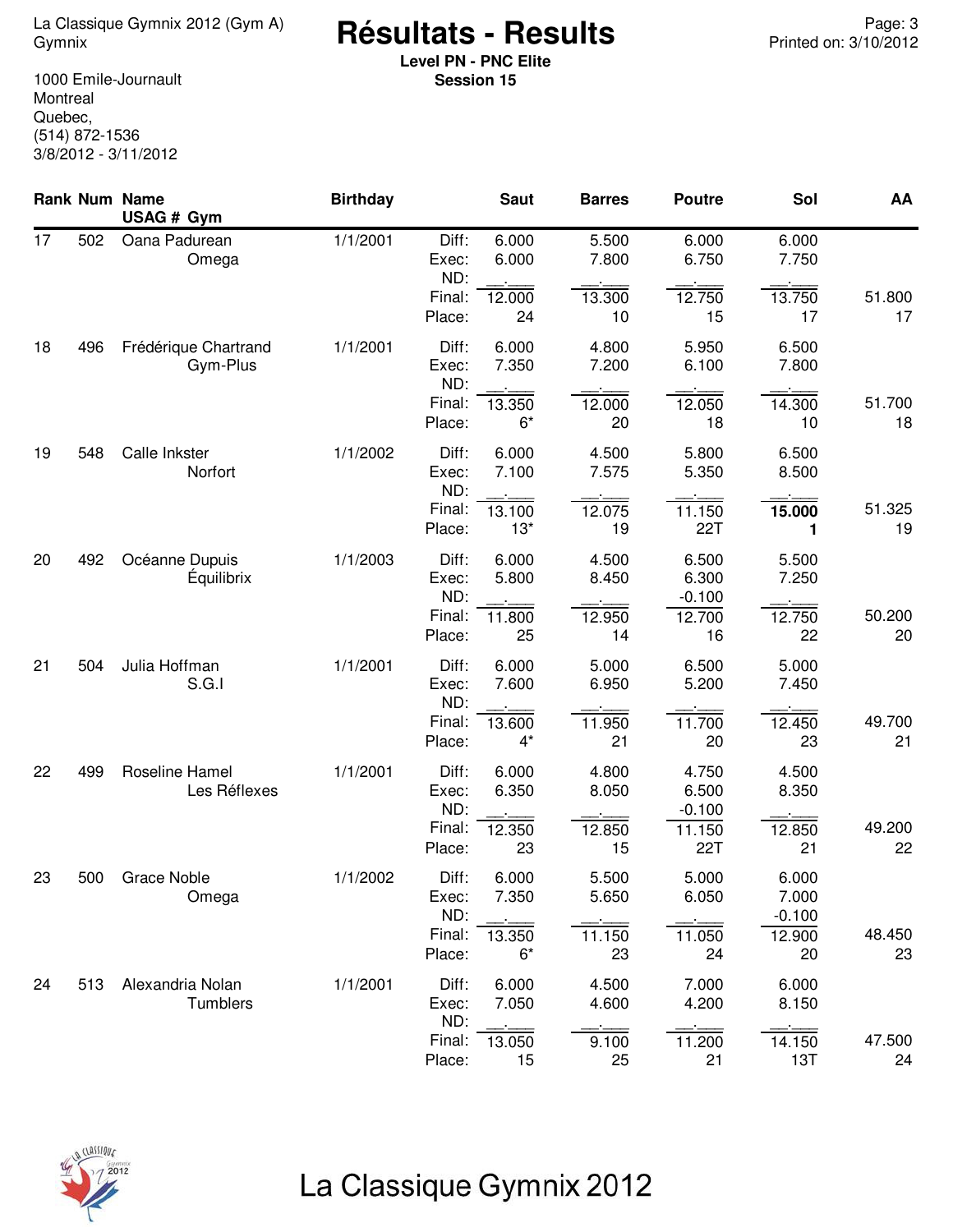La Classique Gymnix 2012 (Gym A)
Gymnix

1000 Emile-Journault
Montreal
Quebec,
(514) 872-1536
3/8/2012 - 3/11/2012

# Résultats - Results

**Level PN - PNC Elite**
**Session 15**

Printed on: 3/10/2012

| Rank | Num | Name / USAG # Gym | Birthday | | Saut | Barres | Poutre | Sol | AA |
|---|---|---|---|---|---|---|---|---|---|
| 17 | 502 | Oana Padurean | 1/1/2001 | Diff: | 6.000 | 5.500 | 6.000 | 6.000 | |
| | | Omega | | Exec: | 6.000 | 7.800 | 6.750 | 7.750 | |
| | | | | ND: | __.___ | __.___ | __.___ | __.___ | |
| | | | | Final: | 12.000 | 13.300 | 12.750 | 13.750 | 51.800 |
| | | | | Place: | 24 | 10 | 15 | 17 | 17 |
| 18 | 496 | Frédérique Chartrand | 1/1/2001 | Diff: | 6.000 | 4.800 | 5.950 | 6.500 | |
| | | Gym-Plus | | Exec: | 7.350 | 7.200 | 6.100 | 7.800 | |
| | | | | ND: | __.___ | __.___ | __.___ | __.___ | |
| | | | | Final: | 13.350 | 12.000 | 12.050 | 14.300 | 51.700 |
| | | | | Place: | 6* | 20 | 18 | 10 | 18 |
| 19 | 548 | Calle Inkster | 1/1/2002 | Diff: | 6.000 | 4.500 | 5.800 | 6.500 | |
| | | Norfort | | Exec: | 7.100 | 7.575 | 5.350 | 8.500 | |
| | | | | ND: | __.___ | __.___ | __.___ | __.___ | |
| | | | | Final: | 13.100 | 12.075 | 11.150 | **15.000** | 51.325 |
| | | | | Place: | 13* | 19 | 22T | **1** | 19 |
| 20 | 492 | Océanne Dupuis | 1/1/2003 | Diff: | 6.000 | 4.500 | 6.500 | 5.500 | |
| | | Équilibrix | | Exec: | 5.800 | 8.450 | 6.300 | 7.250 | |
| | | | | ND: | __.___ | __.___ | -0.100 | __.___ | |
| | | | | Final: | 11.800 | 12.950 | 12.700 | 12.750 | 50.200 |
| | | | | Place: | 25 | 14 | 16 | 22 | 20 |
| 21 | 504 | Julia Hoffman | 1/1/2001 | Diff: | 6.000 | 5.000 | 6.500 | 5.000 | |
| | | S.G.I | | Exec: | 7.600 | 6.950 | 5.200 | 7.450 | |
| | | | | ND: | __.___ | __.___ | __.___ | __.___ | |
| | | | | Final: | 13.600 | 11.950 | 11.700 | 12.450 | 49.700 |
| | | | | Place: | 4* | 21 | 20 | 23 | 21 |
| 22 | 499 | Roseline Hamel | 1/1/2001 | Diff: | 6.000 | 4.800 | 4.750 | 4.500 | |
| | | Les Réflexes | | Exec: | 6.350 | 8.050 | 6.500 | 8.350 | |
| | | | | ND: | __.___ | __.___ | -0.100 | __.___ | |
| | | | | Final: | 12.350 | 12.850 | 11.150 | 12.850 | 49.200 |
| | | | | Place: | 23 | 15 | 22T | 21 | 22 |
| 23 | 500 | Grace Noble | 1/1/2002 | Diff: | 6.000 | 5.500 | 5.000 | 6.000 | |
| | | Omega | | Exec: | 7.350 | 5.650 | 6.050 | 7.000 | |
| | | | | ND: | __.___ | __.___ | __.___ | -0.100 | |
| | | | | Final: | 13.350 | 11.150 | 11.050 | 12.900 | 48.450 |
| | | | | Place: | 6* | 23 | 24 | 20 | 23 |
| 24 | 513 | Alexandria Nolan | 1/1/2001 | Diff: | 6.000 | 4.500 | 7.000 | 6.000 | |
| | | Tumblers | | Exec: | 7.050 | 4.600 | 4.200 | 8.150 | |
| | | | | ND: | __.___ | __.___ | __.___ | __.___ | |
| | | | | Final: | 13.050 | 9.100 | 11.200 | 14.150 | 47.500 |
| | | | | Place: | 15 | 25 | 21 | 13T | 24 |

La Classique Gymnix 2012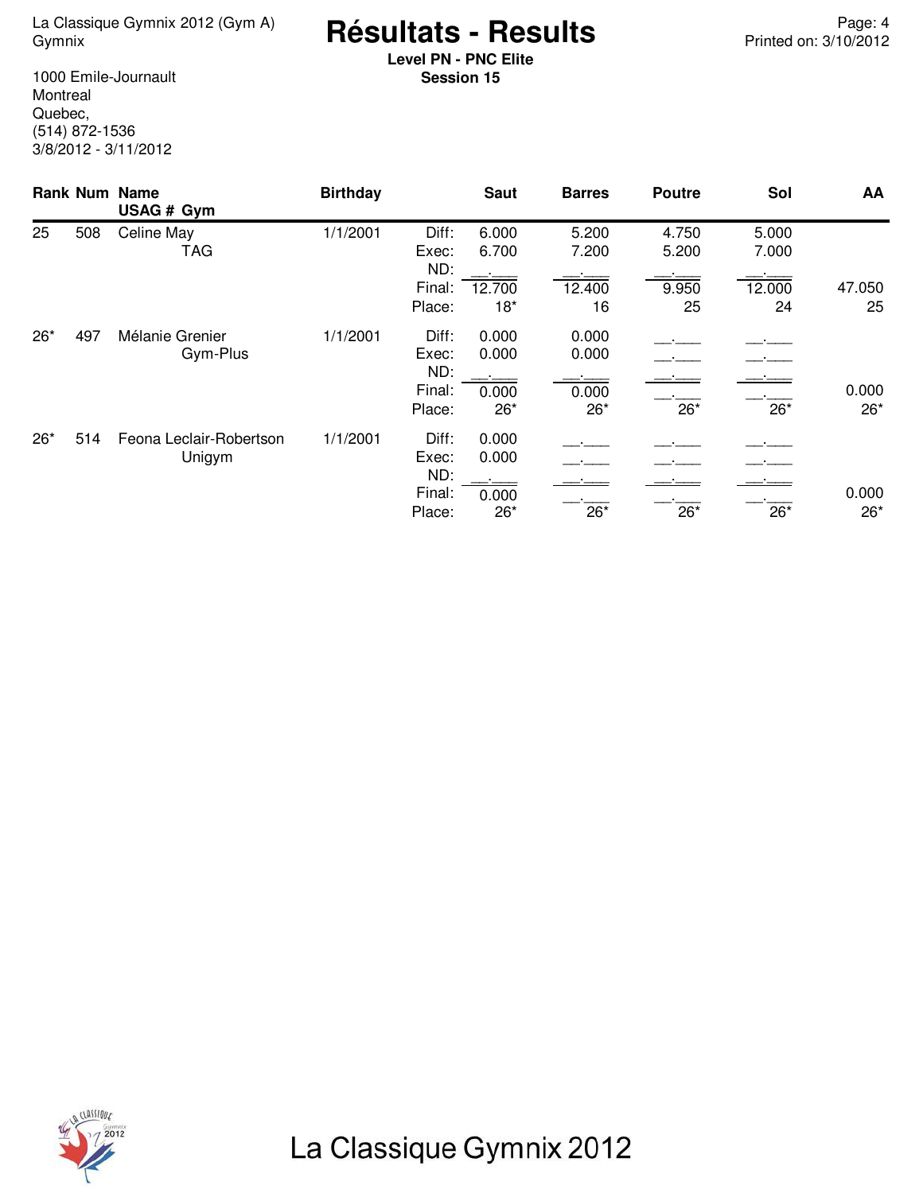La Classique Gymnix 2012 (Gym A)
Gymnix

1000 Emile-Journault
Montreal
Quebec,
(514) 872-1536
3/8/2012 - 3/11/2012

# Résultats - Results

**Level PN - PNC Elite**
**Session 15**

| Rank | Num | Name / USAG # Gym | Birthday | | Saut | Barres | Poutre | Sol | AA |
|---|---|---|---|---|---|---|---|---|---|
| 25 | 508 | Celine May | 1/1/2001 | Diff: | 6.000 | 5.200 | 4.750 | 5.000 | |
| | | TAG | | Exec: | 6.700 | 7.200 | 5.200 | 7.000 | |
| | | | | ND: | __.___ | __.___ | __.___ | __.___ | |
| | | | | Final: | 12.700 | 12.400 | 9.950 | 12.000 | 47.050 |
| | | | | Place: | 18* | 16 | 25 | 24 | 25 |
| 26* | 497 | Mélanie Grenier | 1/1/2001 | Diff: | 0.000 | 0.000 | __.___ | __.___ | |
| | | Gym-Plus | | Exec: | 0.000 | 0.000 | __.___ | __.___ | |
| | | | | ND: | __.___ | __.___ | __.___ | __.___ | |
| | | | | Final: | 0.000 | 0.000 | __.___ | __.___ | 0.000 |
| | | | | Place: | 26* | 26* | 26* | 26* | 26* |
| 26* | 514 | Feona Leclair-Robertson | 1/1/2001 | Diff: | 0.000 | __.___ | __.___ | __.___ | |
| | | Unigym | | Exec: | 0.000 | __.___ | __.___ | __.___ | |
| | | | | ND: | __.___ | __.___ | __.___ | __.___ | |
| | | | | Final: | 0.000 | __.___ | __.___ | __.___ | 0.000 |
| | | | | Place: | 26* | 26* | 26* | 26* | 26* |